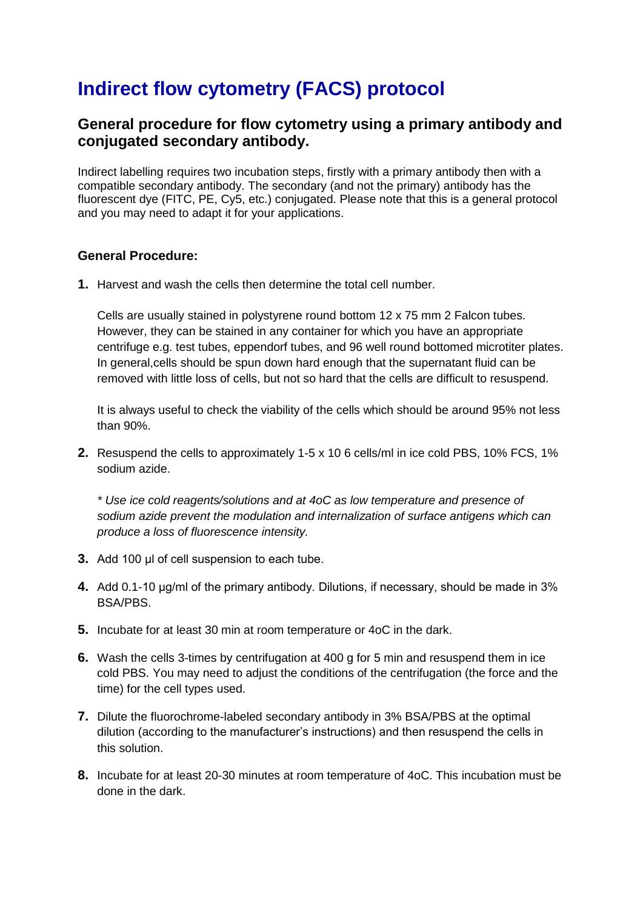# Indirect flow cytometry (FACS) protocol

## General procedure for flow cytometry using a primary antibody and conjugated secondary antibody.

Indirect labelling requires two incubation steps, firstly with a primary antibody then with a compatible secondary antibody. The secondary (and not the primary) antibody has the fluorescent dye (FITC, PE, Cy5, etc.) conjugated. Please note that this is a general protocol and you may need to adapt it for your applications.

### General Procedure:

1. Harvest and wash the cells then determine the total cell number.

   Cells are usually stained in polystyrene round bottom 12 x 75 mm 2 Falcon tubes. However, they can be stained in any container for which you have an appropriate centrifuge e.g. test tubes, eppendorf tubes, and 96 well round bottomed microtiter plates. In general,cells should be spun down hard enough that the supernatant fluid can be removed with little loss of cells, but not so hard that the cells are difficult to resuspend.

   It is always useful to check the viability of the cells which should be around 95% not less than 90%.

2. Resuspend the cells to approximately 1-5 x 10 6 cells/ml in ice cold PBS, 10% FCS, 1% sodium azide.

   *\* Use ice cold reagents/solutions and at 4oC as low temperature and presence of sodium azide prevent the modulation and internalization of surface antigens which can produce a loss of fluorescence intensity.*

3. Add 100 µl of cell suspension to each tube.

4. Add 0.1-10 µg/ml of the primary antibody. Dilutions, if necessary, should be made in 3% BSA/PBS.

5. Incubate for at least 30 min at room temperature or 4oC in the dark.

6. Wash the cells 3-times by centrifugation at 400 g for 5 min and resuspend them in ice cold PBS. You may need to adjust the conditions of the centrifugation (the force and the time) for the cell types used.

7. Dilute the fluorochrome-labeled secondary antibody in 3% BSA/PBS at the optimal dilution (according to the manufacturer's instructions) and then resuspend the cells in this solution.

8. Incubate for at least 20-30 minutes at room temperature of 4oC. This incubation must be done in the dark.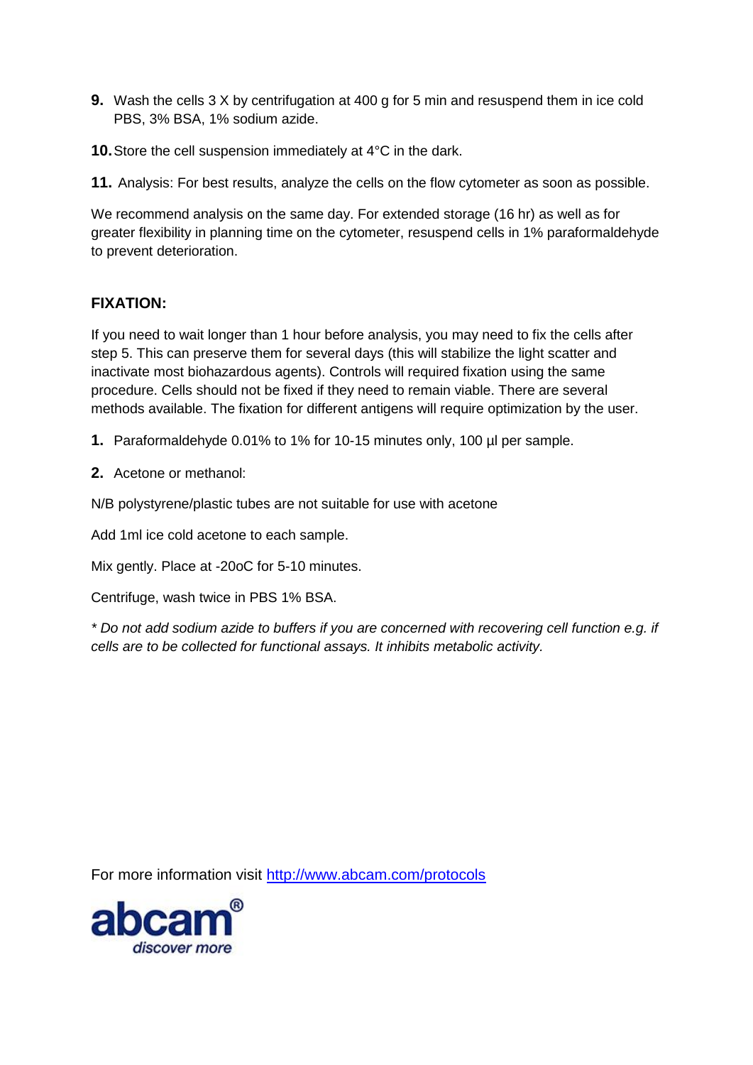9. Wash the cells 3 X by centrifugation at 400 g for 5 min and resuspend them in ice cold PBS, 3% BSA, 1% sodium azide.

10. Store the cell suspension immediately at 4°C in the dark.

11. Analysis: For best results, analyze the cells on the flow cytometer as soon as possible.

We recommend analysis on the same day. For extended storage (16 hr) as well as for greater flexibility in planning time on the cytometer, resuspend cells in 1% paraformaldehyde to prevent deterioration.

**FIXATION:**

If you need to wait longer than 1 hour before analysis, you may need to fix the cells after step 5. This can preserve them for several days (this will stabilize the light scatter and inactivate most biohazardous agents). Controls will required fixation using the same procedure. Cells should not be fixed if they need to remain viable. There are several methods available. The fixation for different antigens will require optimization by the user.

1. Paraformaldehyde 0.01% to 1% for 10-15 minutes only, 100 µl per sample.

2. Acetone or methanol:

N/B polystyrene/plastic tubes are not suitable for use with acetone

Add 1ml ice cold acetone to each sample.

Mix gently. Place at -20oC for 5-10 minutes.

Centrifuge, wash twice in PBS 1% BSA.

*\* Do not add sodium azide to buffers if you are concerned with recovering cell function e.g. if cells are to be collected for functional assays. It inhibits metabolic activity.*

For more information visit http://www.abcam.com/protocols

abcam® discover more